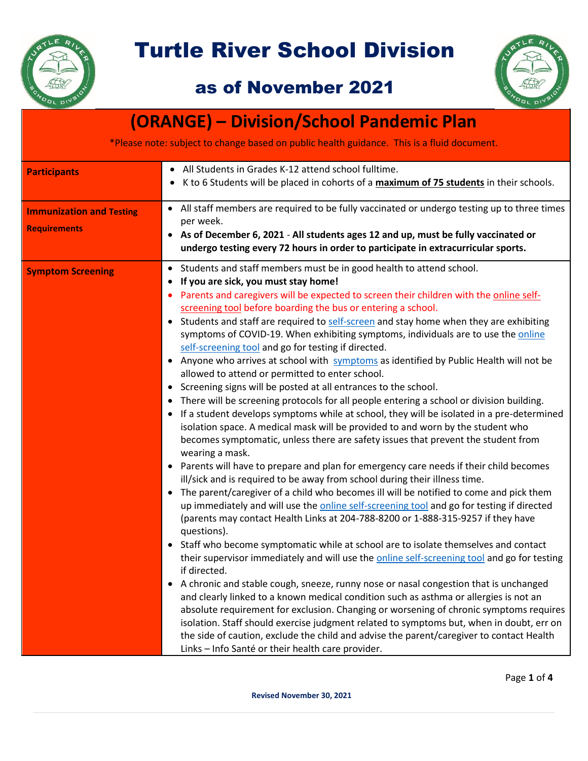# Turtle River School Division

## as of November 2021

## (ORANGE) – Division/School Pandemic Plan

*Please note: subject to change based on public health guidance. This is a fluid document.

| | |
|---|---|
| **Participants** | • All Students in Grades K-12 attend school fulltime.<br>• K to 6 Students will be placed in cohorts of a **maximum of 75 students** in their schools. |
| **Immunization and Testing Requirements** | • All staff members are required to be fully vaccinated or undergo testing up to three times per week.<br>• **As of December 6, 2021** - **All students ages 12 and up, must be fully vaccinated or undergo testing every 72 hours in order to participate in extracurricular sports.** |
| **Symptom Screening** | • Students and staff members must be in good health to attend school.<br>• **If you are sick, you must stay home!**<br>• Parents and caregivers will be expected to screen their children with the online self-screening tool before boarding the bus or entering a school.<br>• Students and staff are required to self-screen and stay home when they are exhibiting symptoms of COVID-19. When exhibiting symptoms, individuals are to use the online self-screening tool and go for testing if directed.<br>• Anyone who arrives at school with symptoms as identified by Public Health will not be allowed to attend or permitted to enter school.<br>• Screening signs will be posted at all entrances to the school.<br>• There will be screening protocols for all people entering a school or division building.<br>• If a student develops symptoms while at school, they will be isolated in a pre-determined isolation space. A medical mask will be provided to and worn by the student who becomes symptomatic, unless there are safety issues that prevent the student from wearing a mask.<br>• Parents will have to prepare and plan for emergency care needs if their child becomes ill/sick and is required to be away from school during their illness time.<br>• The parent/caregiver of a child who becomes ill will be notified to come and pick them up immediately and will use the online self-screening tool and go for testing if directed (parents may contact Health Links at 204-788-8200 or 1-888-315-9257 if they have questions).<br>• Staff who become symptomatic while at school are to isolate themselves and contact their supervisor immediately and will use the online self-screening tool and go for testing if directed.<br>• A chronic and stable cough, sneeze, runny nose or nasal congestion that is unchanged and clearly linked to a known medical condition such as asthma or allergies is not an absolute requirement for exclusion. Changing or worsening of chronic symptoms requires isolation. Staff should exercise judgment related to symptoms but, when in doubt, err on the side of caution, exclude the child and advise the parent/caregiver to contact Health Links – Info Santé or their health care provider. |

**Revised November 30, 2021**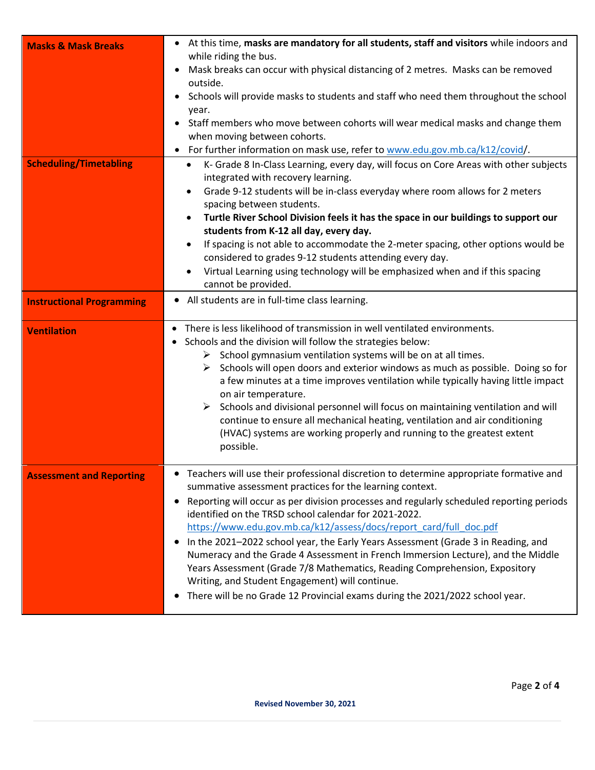| | |
|---|---|
| **Masks & Mask Breaks** | • At this time, **masks are mandatory for all students, staff and visitors** while indoors and while riding the bus.<br>• Mask breaks can occur with physical distancing of 2 metres. Masks can be removed outside.<br>• Schools will provide masks to students and staff who need them throughout the school year.<br>• Staff members who move between cohorts will wear medical masks and change them when moving between cohorts.<br>• For further information on mask use, refer to [www.edu.gov.mb.ca/k12/covid](www.edu.gov.mb.ca/k12/covid)/. |
| **Scheduling/Timetabling** | • K- Grade 8 In-Class Learning, every day, will focus on Core Areas with other subjects integrated with recovery learning.<br>• Grade 9-12 students will be in-class everyday where room allows for 2 meters spacing between students.<br>• **Turtle River School Division feels it has the space in our buildings to support our students from K-12 all day, every day.**<br>• If spacing is not able to accommodate the 2-meter spacing, other options would be considered to grades 9-12 students attending every day.<br>• Virtual Learning using technology will be emphasized when and if this spacing cannot be provided. |
| **Instructional Programming** | • All students are in full-time class learning. |
| **Ventilation** | • There is less likelihood of transmission in well ventilated environments.<br>• Schools and the division will follow the strategies below:<br>➢ School gymnasium ventilation systems will be on at all times.<br>➢ Schools will open doors and exterior windows as much as possible. Doing so for a few minutes at a time improves ventilation while typically having little impact on air temperature.<br>➢ Schools and divisional personnel will focus on maintaining ventilation and will continue to ensure all mechanical heating, ventilation and air conditioning (HVAC) systems are working properly and running to the greatest extent possible. |
| **Assessment and Reporting** | • Teachers will use their professional discretion to determine appropriate formative and summative assessment practices for the learning context.<br>• Reporting will occur as per division processes and regularly scheduled reporting periods identified on the TRSD school calendar for 2021-2022. [https://www.edu.gov.mb.ca/k12/assess/docs/report_card/full_doc.pdf](https://www.edu.gov.mb.ca/k12/assess/docs/report_card/full_doc.pdf)<br>• In the 2021–2022 school year, the Early Years Assessment (Grade 3 in Reading, and Numeracy and the Grade 4 Assessment in French Immersion Lecture), and the Middle Years Assessment (Grade 7/8 Mathematics, Reading Comprehension, Expository Writing, and Student Engagement) will continue.<br>• There will be no Grade 12 Provincial exams during the 2021/2022 school year. |

**Revised November 30, 2021**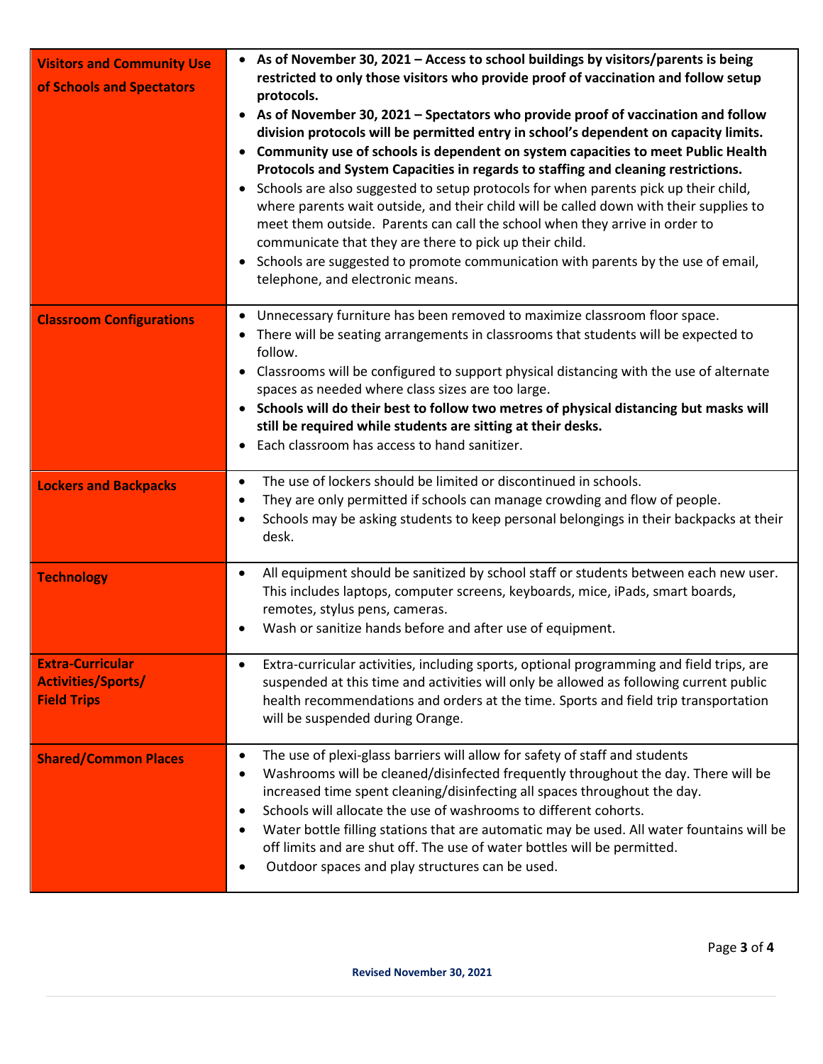| | |
|---|---|
| **Visitors and Community Use of Schools and Spectators** | • **As of November 30, 2021 – Access to school buildings by visitors/parents is being restricted to only those visitors who provide proof of vaccination and follow setup protocols.**<br>• **As of November 30, 2021 – Spectators who provide proof of vaccination and follow division protocols will be permitted entry in school's dependent on capacity limits.**<br>• **Community use of schools is dependent on system capacities to meet Public Health Protocols and System Capacities in regards to staffing and cleaning restrictions.**<br>• Schools are also suggested to setup protocols for when parents pick up their child, where parents wait outside, and their child will be called down with their supplies to meet them outside. Parents can call the school when they arrive in order to communicate that they are there to pick up their child.<br>• Schools are suggested to promote communication with parents by the use of email, telephone, and electronic means. |
| **Classroom Configurations** | • Unnecessary furniture has been removed to maximize classroom floor space.<br>• There will be seating arrangements in classrooms that students will be expected to follow.<br>• Classrooms will be configured to support physical distancing with the use of alternate spaces as needed where class sizes are too large.<br>• **Schools will do their best to follow two metres of physical distancing but masks will still be required while students are sitting at their desks.**<br>• Each classroom has access to hand sanitizer. |
| **Lockers and Backpacks** | • The use of lockers should be limited or discontinued in schools.<br>• They are only permitted if schools can manage crowding and flow of people.<br>• Schools may be asking students to keep personal belongings in their backpacks at their desk. |
| **Technology** | • All equipment should be sanitized by school staff or students between each new user. This includes laptops, computer screens, keyboards, mice, iPads, smart boards, remotes, stylus pens, cameras.<br>• Wash or sanitize hands before and after use of equipment. |
| **Extra-Curricular Activities/Sports/ Field Trips** | • Extra-curricular activities, including sports, optional programming and field trips, are suspended at this time and activities will only be allowed as following current public health recommendations and orders at the time. Sports and field trip transportation will be suspended during Orange. |
| **Shared/Common Places** | • The use of plexi-glass barriers will allow for safety of staff and students<br>• Washrooms will be cleaned/disinfected frequently throughout the day. There will be increased time spent cleaning/disinfecting all spaces throughout the day.<br>• Schools will allocate the use of washrooms to different cohorts.<br>• Water bottle filling stations that are automatic may be used. All water fountains will be off limits and are shut off. The use of water bottles will be permitted.<br>• Outdoor spaces and play structures can be used. |

**Revised November 30, 2021**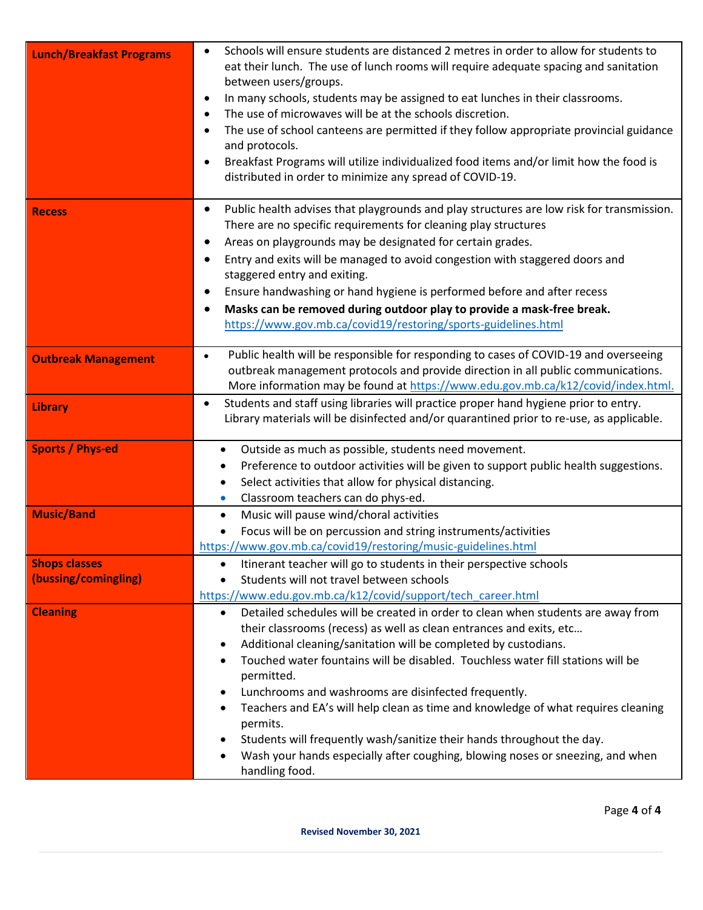| | |
|---|---|
| **Lunch/Breakfast Programs** | • Schools will ensure students are distanced 2 metres in order to allow for students to eat their lunch. The use of lunch rooms will require adequate spacing and sanitation between users/groups.<br>• In many schools, students may be assigned to eat lunches in their classrooms.<br>• The use of microwaves will be at the schools discretion.<br>• The use of school canteens are permitted if they follow appropriate provincial guidance and protocols.<br>• Breakfast Programs will utilize individualized food items and/or limit how the food is distributed in order to minimize any spread of COVID-19. |
| **Recess** | • Public health advises that playgrounds and play structures are low risk for transmission. There are no specific requirements for cleaning play structures<br>• Areas on playgrounds may be designated for certain grades.<br>• Entry and exits will be managed to avoid congestion with staggered doors and staggered entry and exiting.<br>• Ensure handwashing or hand hygiene is performed before and after recess<br>• **Masks can be removed during outdoor play to provide a mask-free break.** https://www.gov.mb.ca/covid19/restoring/sports-guidelines.html |
| **Outbreak Management** | • Public health will be responsible for responding to cases of COVID-19 and overseeing outbreak management protocols and provide direction in all public communications. More information may be found at https://www.edu.gov.mb.ca/k12/covid/index.html. |
| **Library** | • Students and staff using libraries will practice proper hand hygiene prior to entry. Library materials will be disinfected and/or quarantined prior to re-use, as applicable. |
| **Sports / Phys-ed** | • Outside as much as possible, students need movement.<br>• Preference to outdoor activities will be given to support public health suggestions.<br>• Select activities that allow for physical distancing.<br>• Classroom teachers can do phys-ed. |
| **Music/Band** | • Music will pause wind/choral activities<br>• Focus will be on percussion and string instruments/activities<br>https://www.gov.mb.ca/covid19/restoring/music-guidelines.html |
| **Shops classes (bussing/comingling)** | • Itinerant teacher will go to students in their perspective schools<br>• Students will not travel between schools<br>https://www.edu.gov.mb.ca/k12/covid/support/tech_career.html |
| **Cleaning** | • Detailed schedules will be created in order to clean when students are away from their classrooms (recess) as well as clean entrances and exits, etc…<br>• Additional cleaning/sanitation will be completed by custodians.<br>• Touched water fountains will be disabled. Touchless water fill stations will be permitted.<br>• Lunchrooms and washrooms are disinfected frequently.<br>• Teachers and EA's will help clean as time and knowledge of what requires cleaning permits.<br>• Students will frequently wash/sanitize their hands throughout the day.<br>• Wash your hands especially after coughing, blowing noses or sneezing, and when handling food. |

**Revised November 30, 2021**